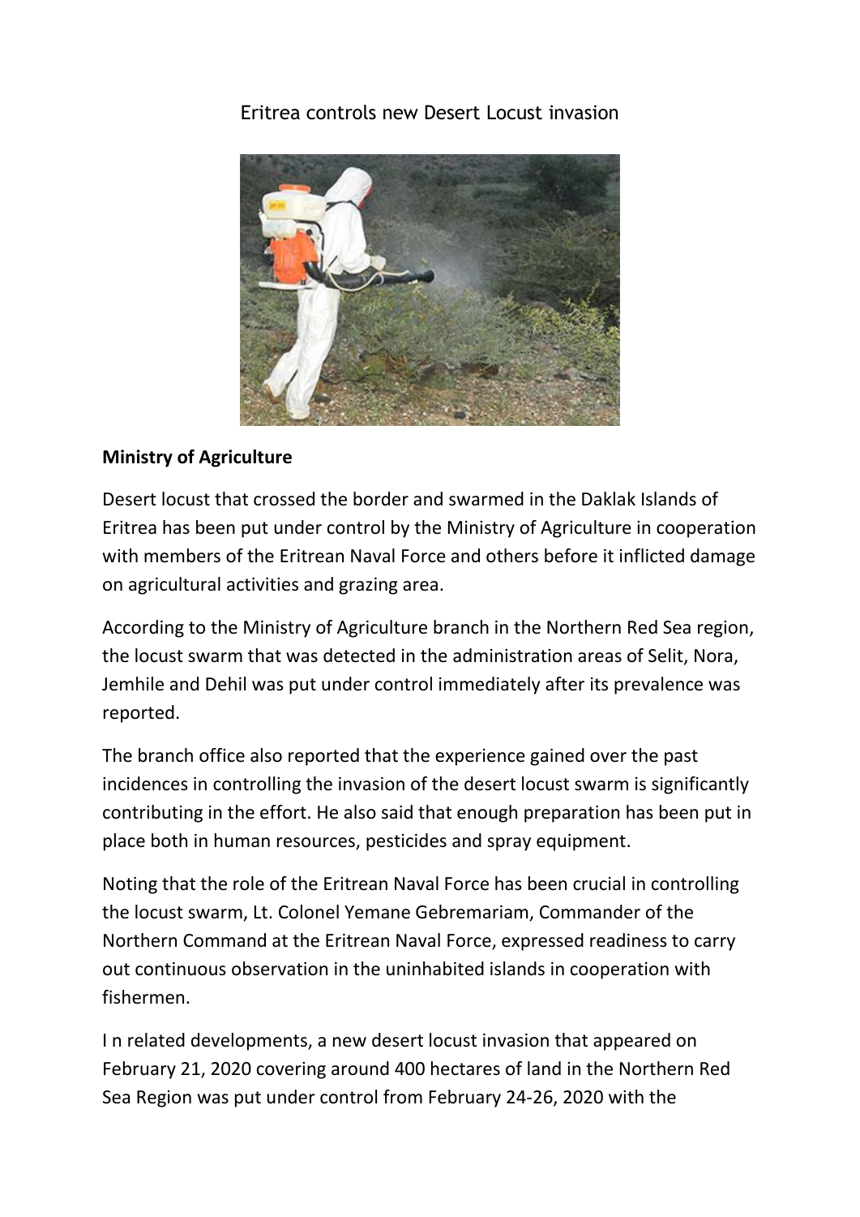# Eritrea controls new Desert Locust invasion

**Ministry of Agriculture**

Desert locust that crossed the border and swarmed in the Daklak Islands of Eritrea has been put under control by the Ministry of Agriculture in cooperation with members of the Eritrean Naval Force and others before it inflicted damage on agricultural activities and grazing area.

According to the Ministry of Agriculture branch in the Northern Red Sea region, the locust swarm that was detected in the administration areas of Selit, Nora, Jemhile and Dehil was put under control immediately after its prevalence was reported.

The branch office also reported that the experience gained over the past incidences in controlling the invasion of the desert locust swarm is significantly contributing in the effort. He also said that enough preparation has been put in place both in human resources, pesticides and spray equipment.

Noting that the role of the Eritrean Naval Force has been crucial in controlling the locust swarm, Lt. Colonel Yemane Gebremariam, Commander of the Northern Command at the Eritrean Naval Force, expressed readiness to carry out continuous observation in the uninhabited islands in cooperation with fishermen.

I n related developments, a new desert locust invasion that appeared on February 21, 2020 covering around 400 hectares of land in the Northern Red Sea Region was put under control from February 24-26, 2020 with the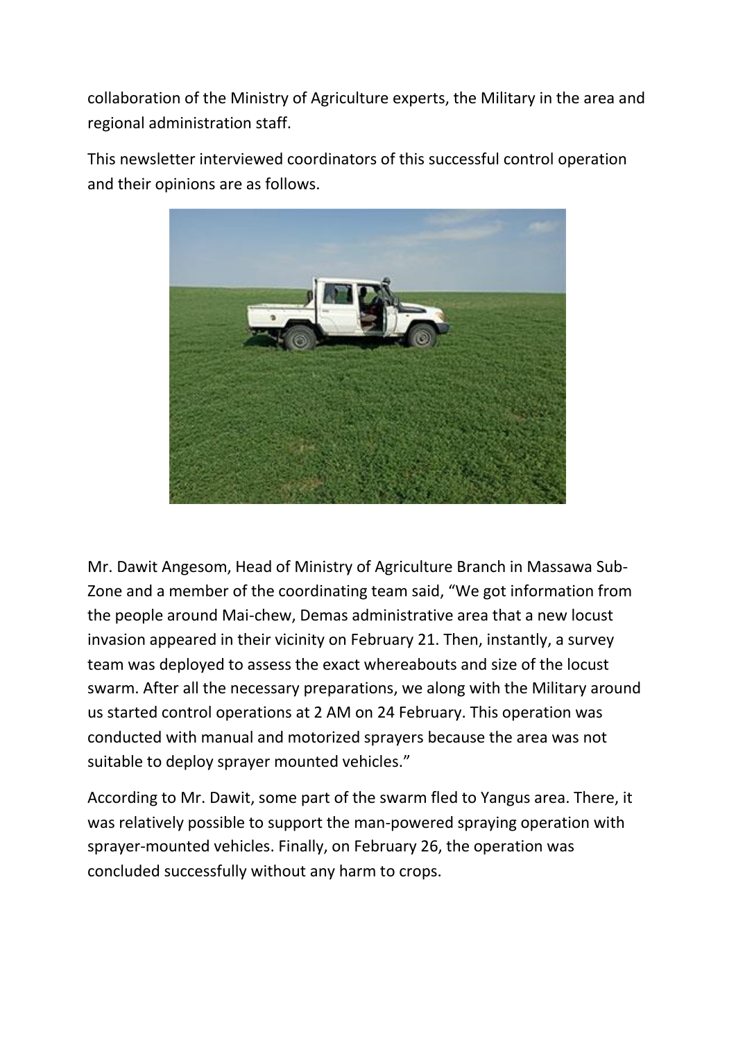collaboration of the Ministry of Agriculture experts, the Military in the area and regional administration staff.

This newsletter interviewed coordinators of this successful control operation and their opinions are as follows.

Mr. Dawit Angesom, Head of Ministry of Agriculture Branch in Massawa Sub-Zone and a member of the coordinating team said, "We got information from the people around Mai-chew, Demas administrative area that a new locust invasion appeared in their vicinity on February 21. Then, instantly, a survey team was deployed to assess the exact whereabouts and size of the locust swarm. After all the necessary preparations, we along with the Military around us started control operations at 2 AM on 24 February. This operation was conducted with manual and motorized sprayers because the area was not suitable to deploy sprayer mounted vehicles."

According to Mr. Dawit, some part of the swarm fled to Yangus area. There, it was relatively possible to support the man-powered spraying operation with sprayer-mounted vehicles. Finally, on February 26, the operation was concluded successfully without any harm to crops.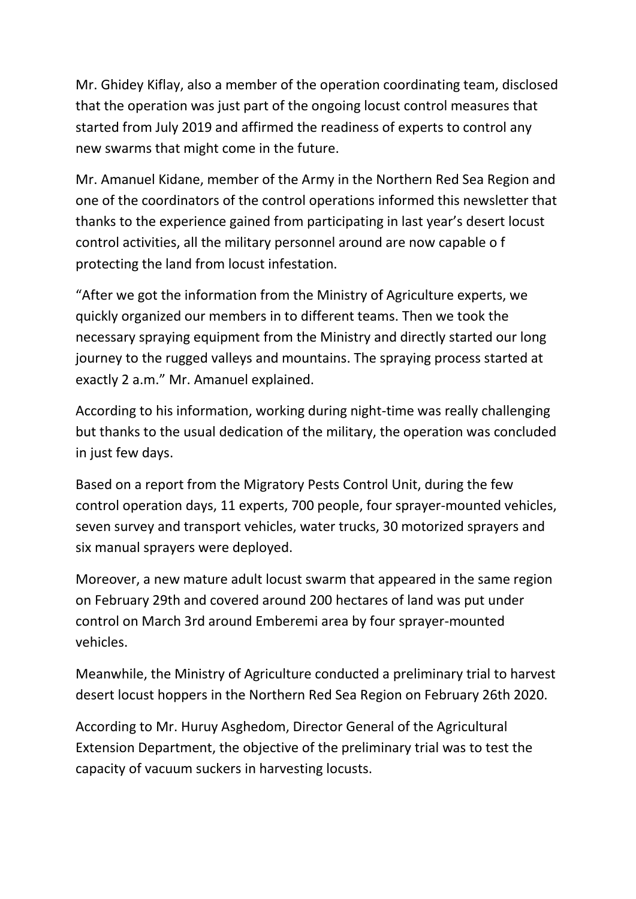Mr. Ghidey Kiflay, also a member of the operation coordinating team, disclosed that the operation was just part of the ongoing locust control measures that started from July 2019 and affirmed the readiness of experts to control any new swarms that might come in the future.

Mr. Amanuel Kidane, member of the Army in the Northern Red Sea Region and one of the coordinators of the control operations informed this newsletter that thanks to the experience gained from participating in last year's desert locust control activities, all the military personnel around are now capable o f protecting the land from locust infestation.

"After we got the information from the Ministry of Agriculture experts, we quickly organized our members in to different teams. Then we took the necessary spraying equipment from the Ministry and directly started our long journey to the rugged valleys and mountains. The spraying process started at exactly 2 a.m." Mr. Amanuel explained.

According to his information, working during night-time was really challenging but thanks to the usual dedication of the military, the operation was concluded in just few days.

Based on a report from the Migratory Pests Control Unit, during the few control operation days, 11 experts, 700 people, four sprayer-mounted vehicles, seven survey and transport vehicles, water trucks, 30 motorized sprayers and six manual sprayers were deployed.

Moreover, a new mature adult locust swarm that appeared in the same region on February 29th and covered around 200 hectares of land was put under control on March 3rd around Emberemi area by four sprayer-mounted vehicles.

Meanwhile, the Ministry of Agriculture conducted a preliminary trial to harvest desert locust hoppers in the Northern Red Sea Region on February 26th 2020.

According to Mr. Huruy Asghedom, Director General of the Agricultural Extension Department, the objective of the preliminary trial was to test the capacity of vacuum suckers in harvesting locusts.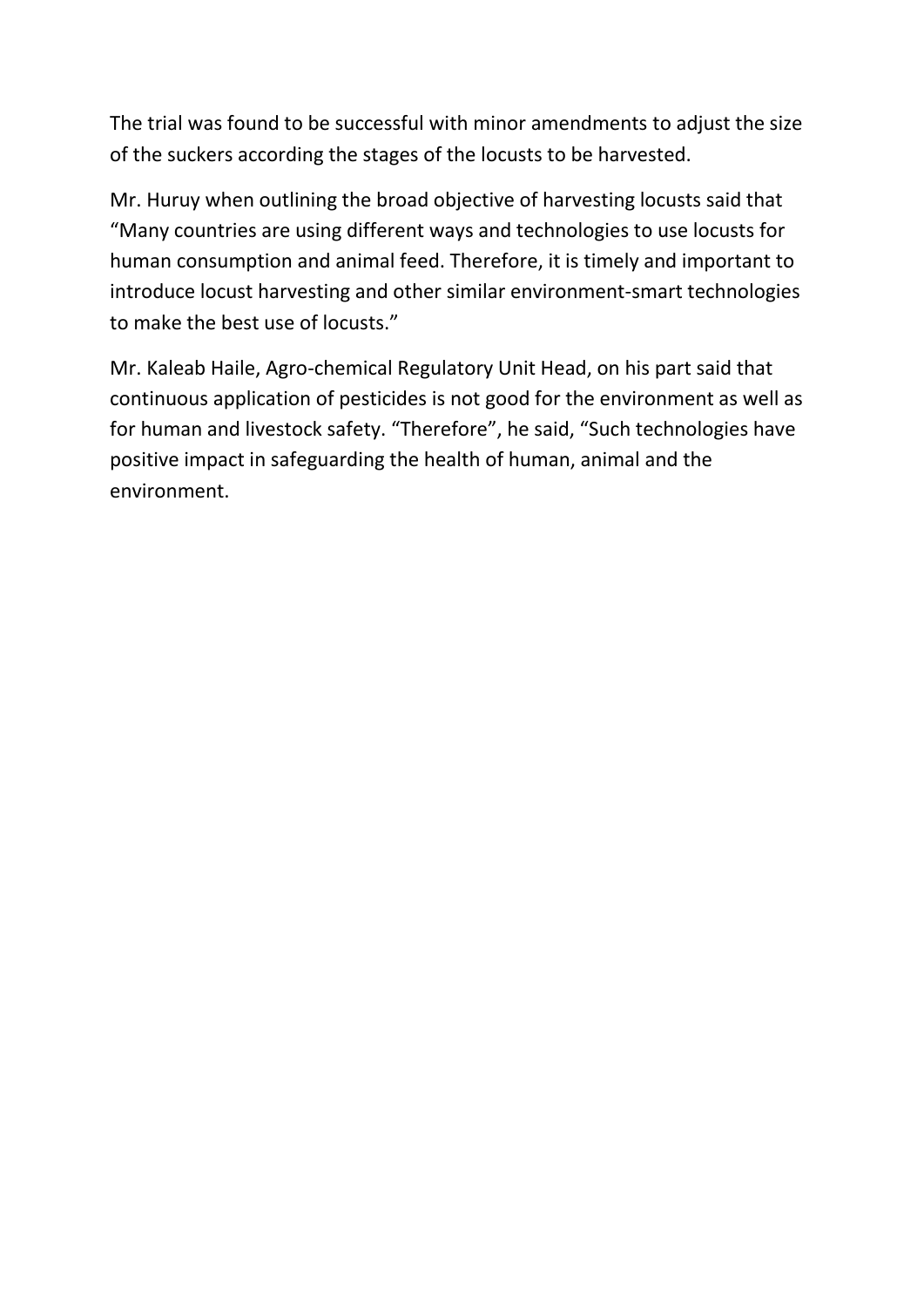The trial was found to be successful with minor amendments to adjust the size of the suckers according the stages of the locusts to be harvested.

Mr. Huruy when outlining the broad objective of harvesting locusts said that “Many countries are using different ways and technologies to use locusts for human consumption and animal feed. Therefore, it is timely and important to introduce locust harvesting and other similar environment-smart technologies to make the best use of locusts.”

Mr. Kaleab Haile, Agro-chemical Regulatory Unit Head, on his part said that continuous application of pesticides is not good for the environment as well as for human and livestock safety. “Therefore”, he said, “Such technologies have positive impact in safeguarding the health of human, animal and the environment.